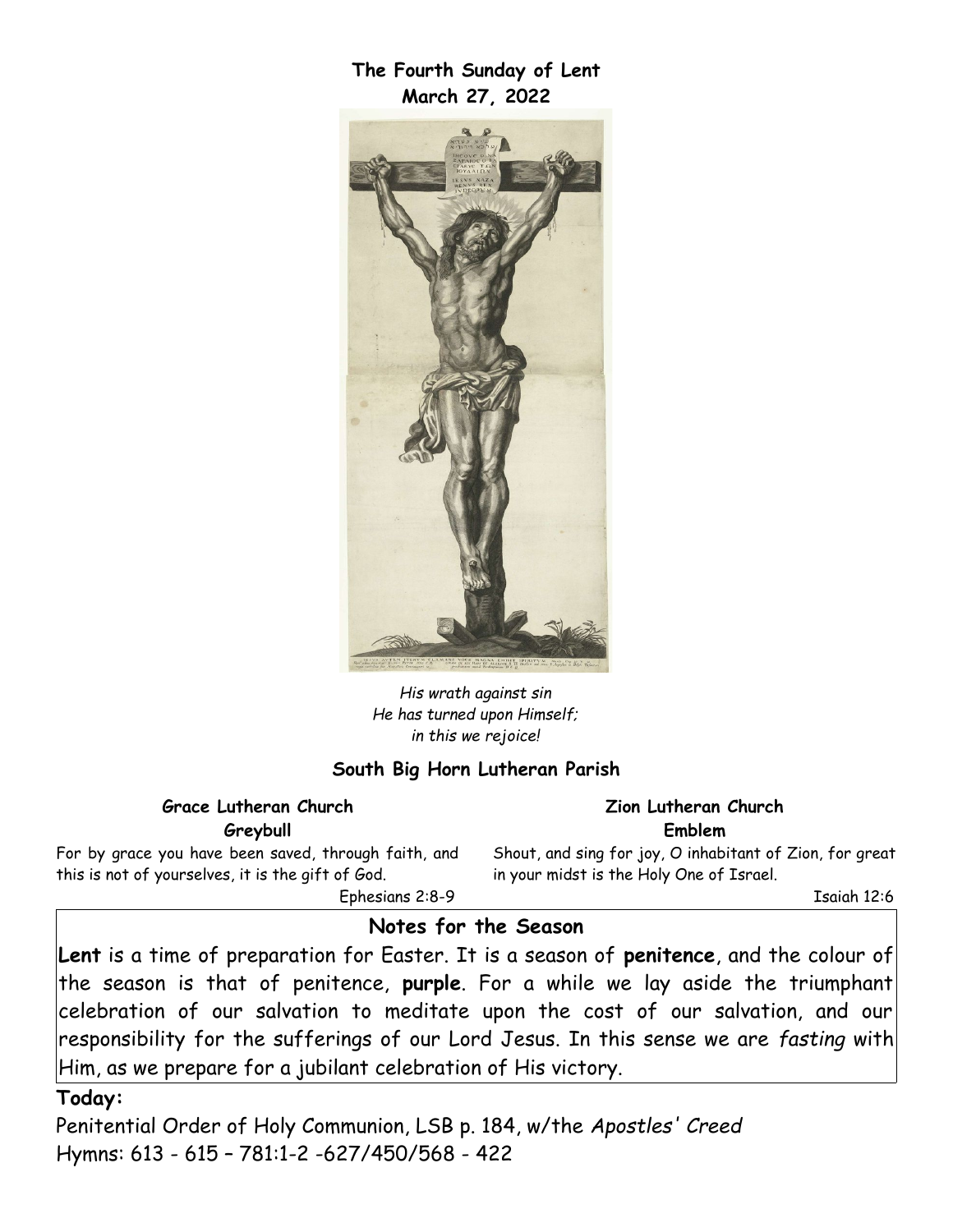# The Fourth Sunday of Lent
## March 27, 2022

*His wrath against sin*
*He has turned upon Himself;*
*in this we rejoice!*

### South Big Horn Lutheran Parish

**Grace Lutheran Church**
**Greybull**

For by grace you have been saved, through faith, and this is not of yourselves, it is the gift of God.

Ephesians 2:8-9

**Zion Lutheran Church**
**Emblem**

Shout, and sing for joy, O inhabitant of Zion, for great in your midst is the Holy One of Israel.

Isaiah 12:6

### Notes for the Season

**Lent** is a time of preparation for Easter. It is a season of **penitence**, and the colour of the season is that of penitence, **purple**. For a while we lay aside the triumphant celebration of our salvation to meditate upon the cost of our salvation, and our responsibility for the sufferings of our Lord Jesus. In this sense we are *fasting* with Him, as we prepare for a jubilant celebration of His victory.

**Today:**

Penitential Order of Holy Communion, LSB p. 184, w/the *Apostles' Creed*
Hymns: 613 - 615 – 781:1-2 -627/450/568 - 422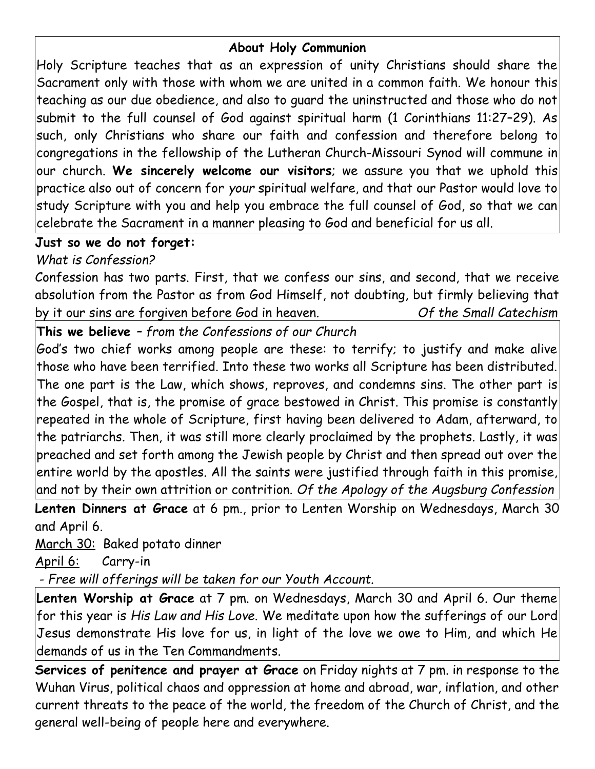## About Holy Communion

Holy Scripture teaches that as an expression of unity Christians should share the Sacrament only with those with whom we are united in a common faith. We honour this teaching as our due obedience, and also to guard the uninstructed and those who do not submit to the full counsel of God against spiritual harm (1 Corinthians 11:27–29). As such, only Christians who share our faith and confession and therefore belong to congregations in the fellowship of the Lutheran Church-Missouri Synod will commune in our church. **We sincerely welcome our visitors**; we assure you that we uphold this practice also out of concern for *your* spiritual welfare, and that our Pastor would love to study Scripture with you and help you embrace the full counsel of God, so that we can celebrate the Sacrament in a manner pleasing to God and beneficial for us all.

**Just so we do not forget:**

*What is Confession?*

Confession has two parts. First, that we confess our sins, and second, that we receive absolution from the Pastor as from God Himself, not doubting, but firmly believing that by it our sins are forgiven before God in heaven. *Of the Small Catechism*

**This we believe** – *from the Confessions of our Church*

God's two chief works among people are these: to terrify; to justify and make alive those who have been terrified. Into these two works all Scripture has been distributed. The one part is the Law, which shows, reproves, and condemns sins. The other part is the Gospel, that is, the promise of grace bestowed in Christ. This promise is constantly repeated in the whole of Scripture, first having been delivered to Adam, afterward, to the patriarchs. Then, it was still more clearly proclaimed by the prophets. Lastly, it was preached and set forth among the Jewish people by Christ and then spread out over the entire world by the apostles. All the saints were justified through faith in this promise, and not by their own attrition or contrition. *Of the Apology of the Augsburg Confession*

**Lenten Dinners at Grace** at 6 pm., prior to Lenten Worship on Wednesdays, March 30 and April 6.

March 30: Baked potato dinner

April 6: Carry-in

*- Free will offerings will be taken for our Youth Account.*

**Lenten Worship at Grace** at 7 pm. on Wednesdays, March 30 and April 6. Our theme for this year is *His Law and His Love*. We meditate upon how the sufferings of our Lord Jesus demonstrate His love for us, in light of the love we owe to Him, and which He demands of us in the Ten Commandments.

**Services of penitence and prayer at Grace** on Friday nights at 7 pm. in response to the Wuhan Virus, political chaos and oppression at home and abroad, war, inflation, and other current threats to the peace of the world, the freedom of the Church of Christ, and the general well-being of people here and everywhere.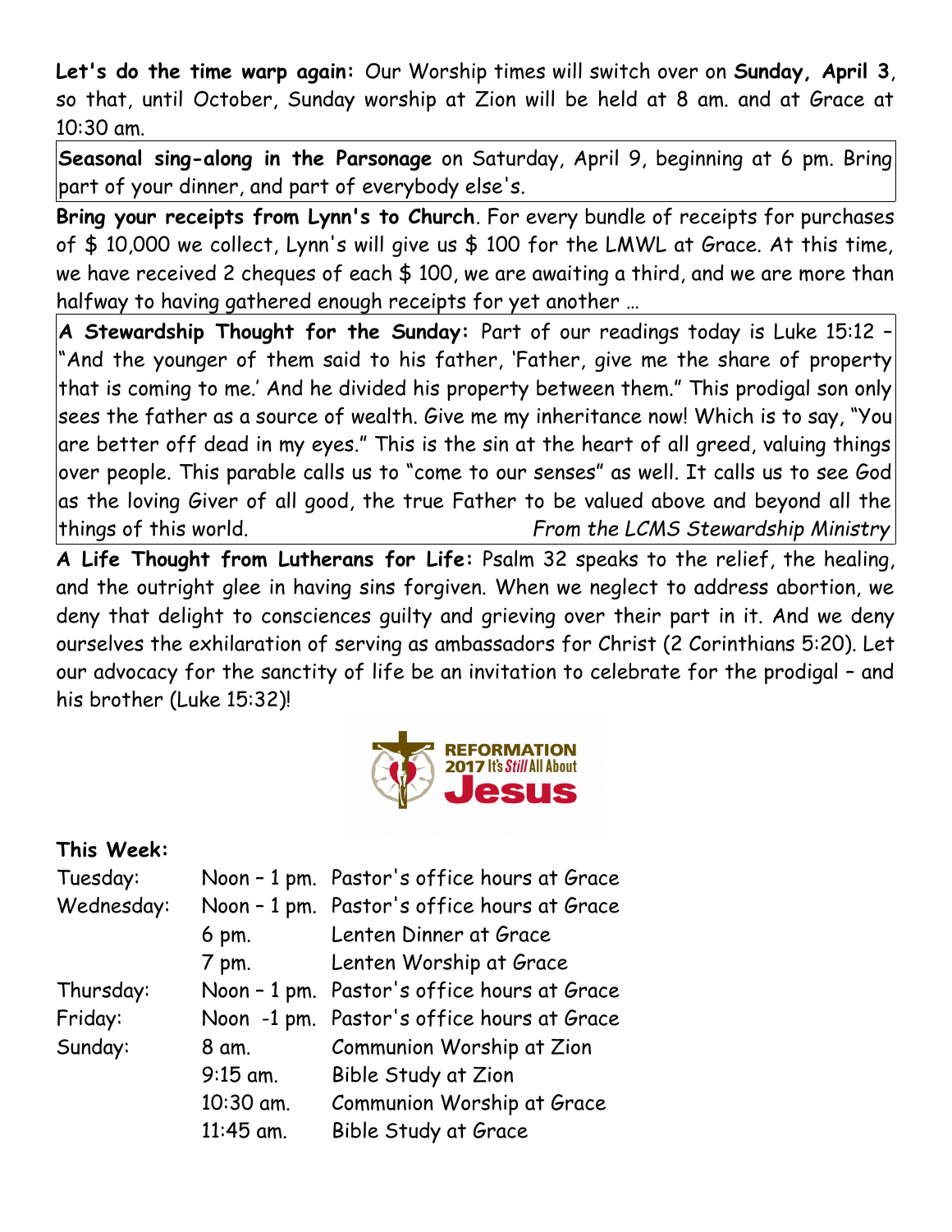**Let's do the time warp again:** Our Worship times will switch over on **Sunday, April 3**, so that, until October, Sunday worship at Zion will be held at 8 am. and at Grace at 10:30 am.

**Seasonal sing-along in the Parsonage** on Saturday, April 9, beginning at 6 pm. Bring part of your dinner, and part of everybody else's.

**Bring your receipts from Lynn's to Church**. For every bundle of receipts for purchases of $ 10,000 we collect, Lynn's will give us $ 100 for the LMWL at Grace. At this time, we have received 2 cheques of each $ 100, we are awaiting a third, and we are more than halfway to having gathered enough receipts for yet another …

**A Stewardship Thought for the Sunday:** Part of our readings today is Luke 15:12 – "And the younger of them said to his father, 'Father, give me the share of property that is coming to me.' And he divided his property between them." This prodigal son only sees the father as a source of wealth. Give me my inheritance now! Which is to say, "You are better off dead in my eyes." This is the sin at the heart of all greed, valuing things over people. This parable calls us to "come to our senses" as well. It calls us to see God as the loving Giver of all good, the true Father to be valued above and beyond all the things of this world. *From the LCMS Stewardship Ministry*

**A Life Thought from Lutherans for Life:** Psalm 32 speaks to the relief, the healing, and the outright glee in having sins forgiven. When we neglect to address abortion, we deny that delight to consciences guilty and grieving over their part in it. And we deny ourselves the exhilaration of serving as ambassadors for Christ (2 Corinthians 5:20). Let our advocacy for the sanctity of life be an invitation to celebrate for the prodigal – and his brother (Luke 15:32)!

REFORMATION 2017 It's *Still* All About Jesus

**This Week:**

| | | |
|---|---|---|
| Tuesday: | Noon – 1 pm. | Pastor's office hours at Grace |
| Wednesday: | Noon – 1 pm. | Pastor's office hours at Grace |
| | 6 pm. | Lenten Dinner at Grace |
| | 7 pm. | Lenten Worship at Grace |
| Thursday: | Noon – 1 pm. | Pastor's office hours at Grace |
| Friday: | Noon -1 pm. | Pastor's office hours at Grace |
| Sunday: | 8 am. | Communion Worship at Zion |
| | 9:15 am. | Bible Study at Zion |
| | 10:30 am. | Communion Worship at Grace |
| | 11:45 am. | Bible Study at Grace |